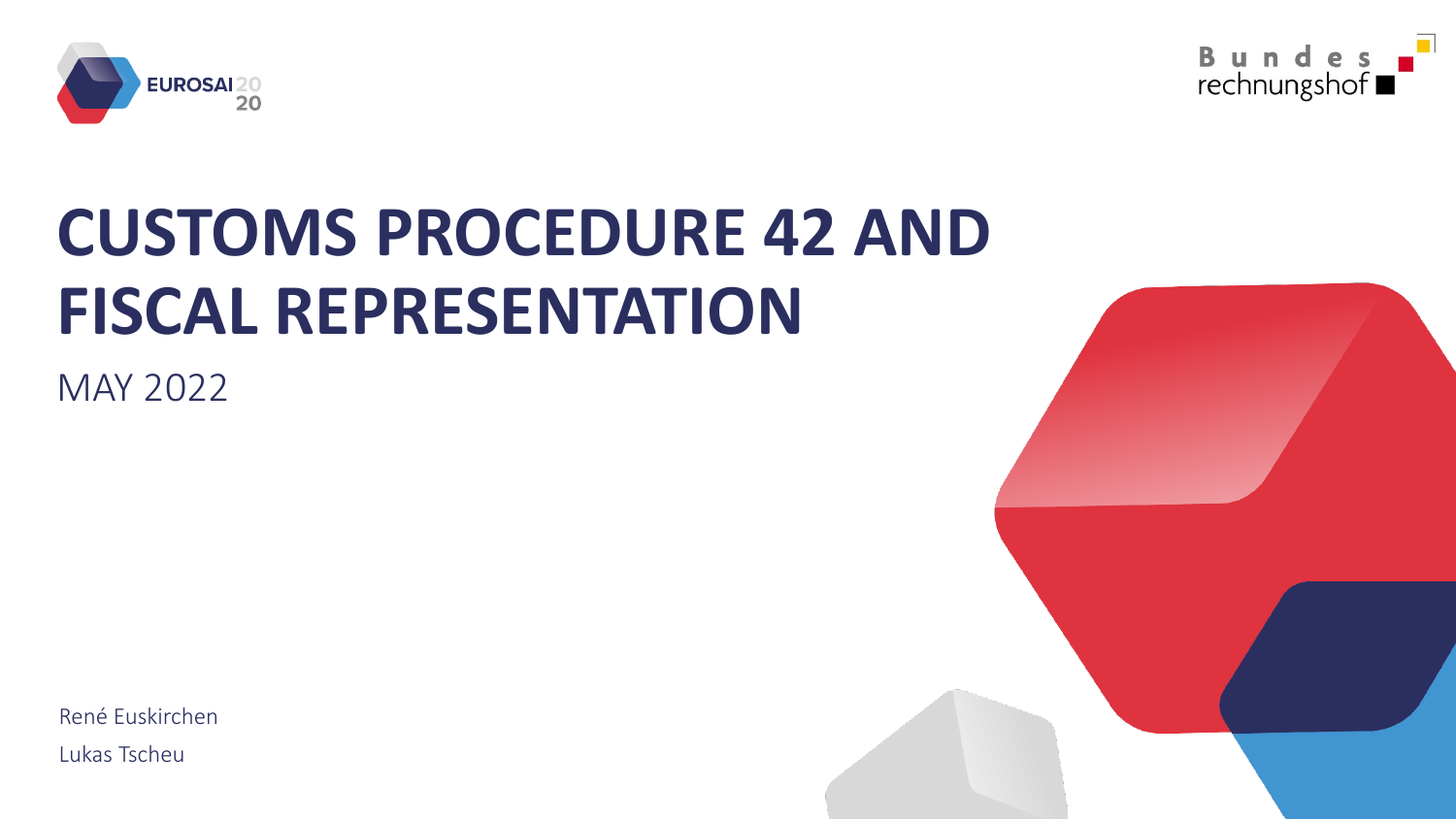# CUSTOMS PROCEDURE 42 AND FISCAL REPRESENTATION

MAY 2022

René Euskirchen

Lukas Tscheu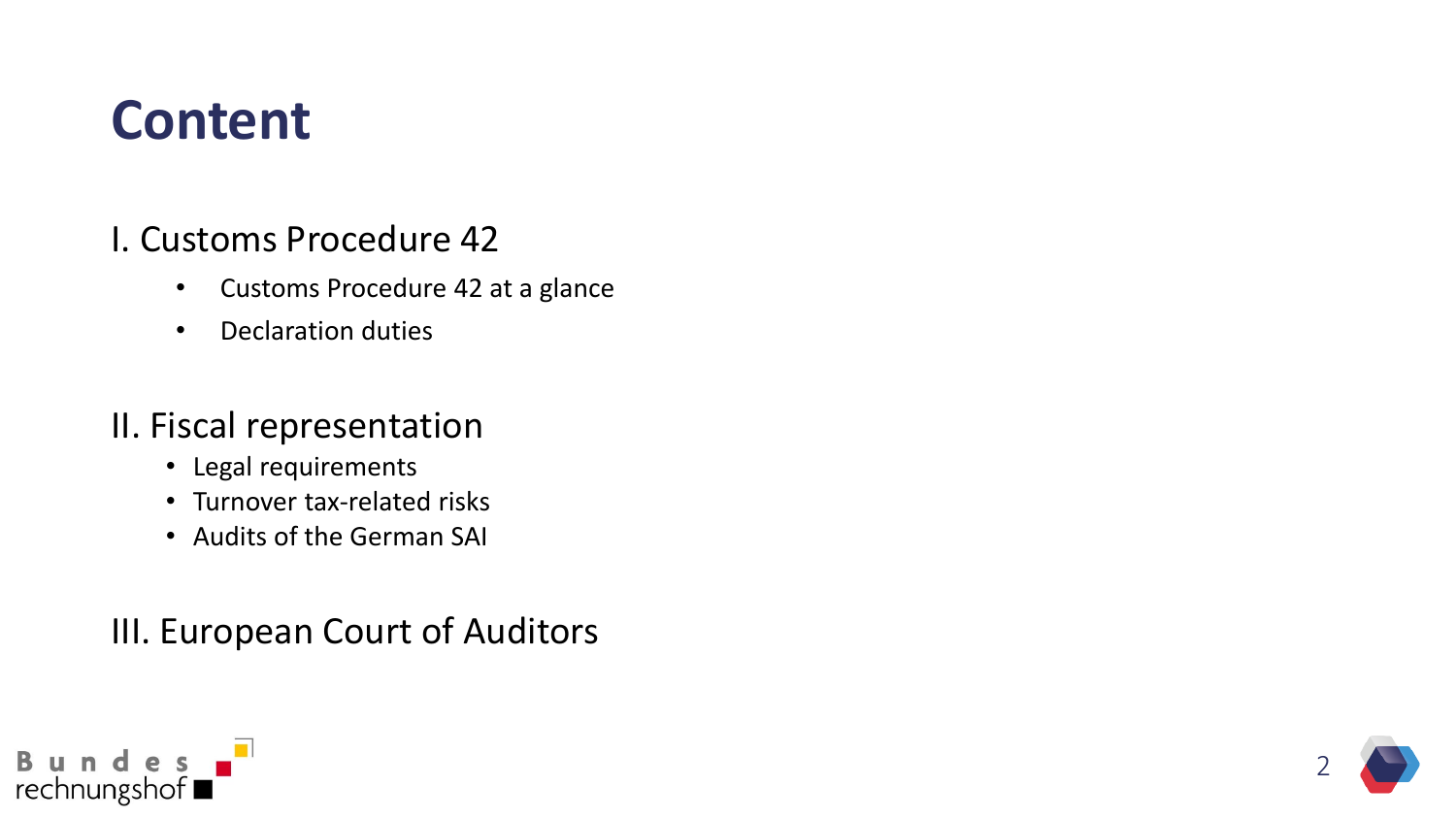# Content

## I. Customs Procedure 42

- Customs Procedure 42 at a glance
- Declaration duties

## II. Fiscal representation

- Legal requirements
- Turnover tax-related risks
- Audits of the German SAI

## III. European Court of Auditors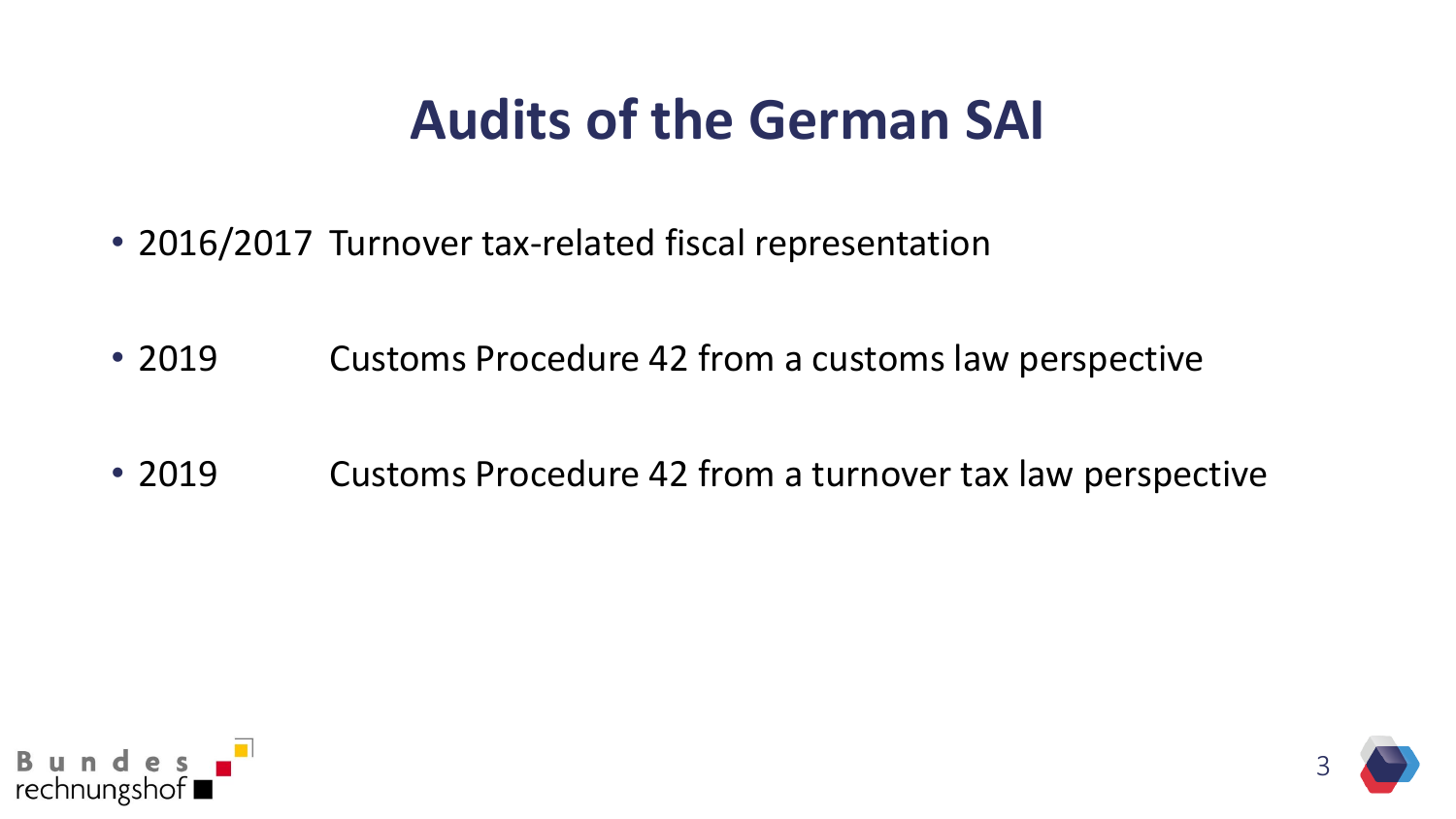# Audits of the German SAI

- 2016/2017 Turnover tax-related fiscal representation
- 2019 Customs Procedure 42 from a customs law perspective
- 2019 Customs Procedure 42 from a turnover tax law perspective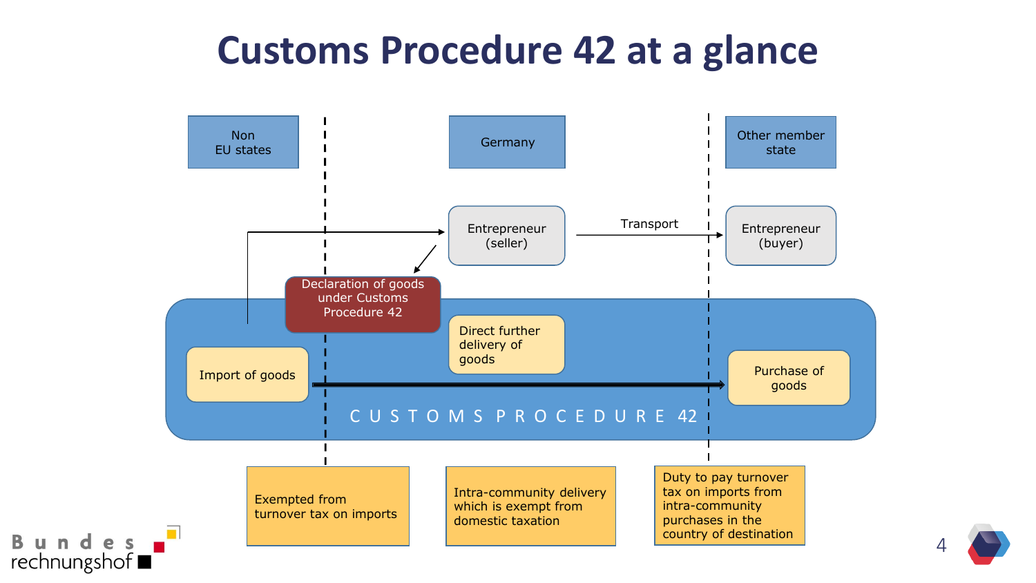# Customs Procedure 42 at a glance

Non EU states

Germany

Other member state

Entrepreneur (seller)

Transport

Entrepreneur (buyer)

Declaration of goods under Customs Procedure 42

Direct further delivery of goods

Import of goods

Purchase of goods

CUSTOMS PROCEDURE 42

Exempted from turnover tax on imports

Intra-community delivery which is exempt from domestic taxation

Duty to pay turnover tax on imports from intra-community purchases in the country of destination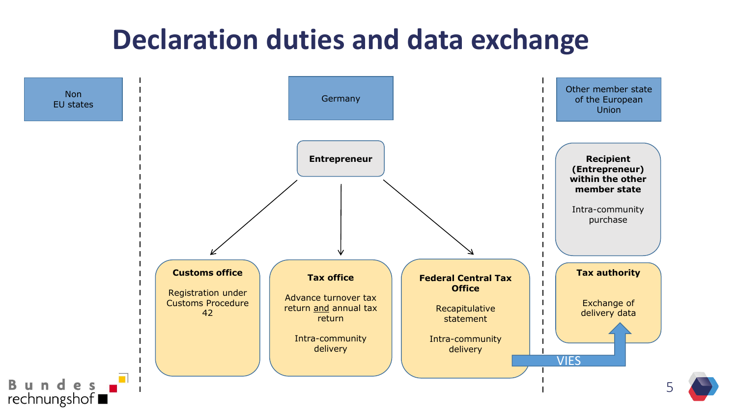# Declaration duties and data exchange

Non EU states

Germany

Other member state of the European Union

**Entrepreneur**

**Customs office**

Registration under Customs Procedure 42

**Tax office**

Advance turnover tax return and annual tax return

Intra-community delivery

**Federal Central Tax Office**

Recapitulative statement

Intra-community delivery

**Recipient (Entrepreneur) within the other member state**

Intra-community purchase

**Tax authority**

Exchange of delivery data

VIES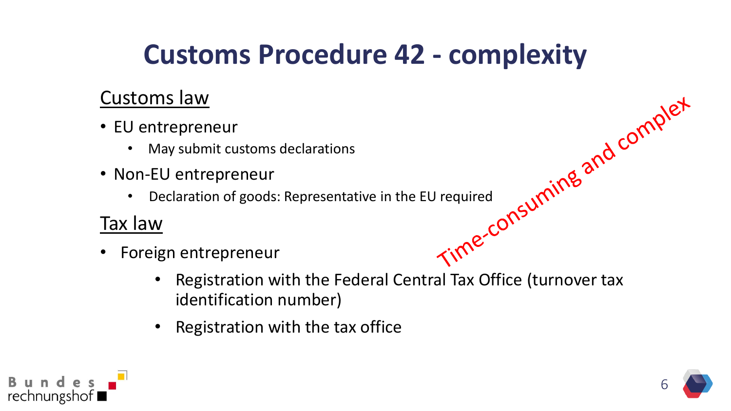# Customs Procedure 42 - complexity

Customs law

- EU entrepreneur
  - May submit customs declarations
- Non-EU entrepreneur
  - Declaration of goods: Representative in the EU required

Tax law

- Foreign entrepreneur
  - Registration with the Federal Central Tax Office (turnover tax identification number)
  - Registration with the tax office

Time-consuming and complex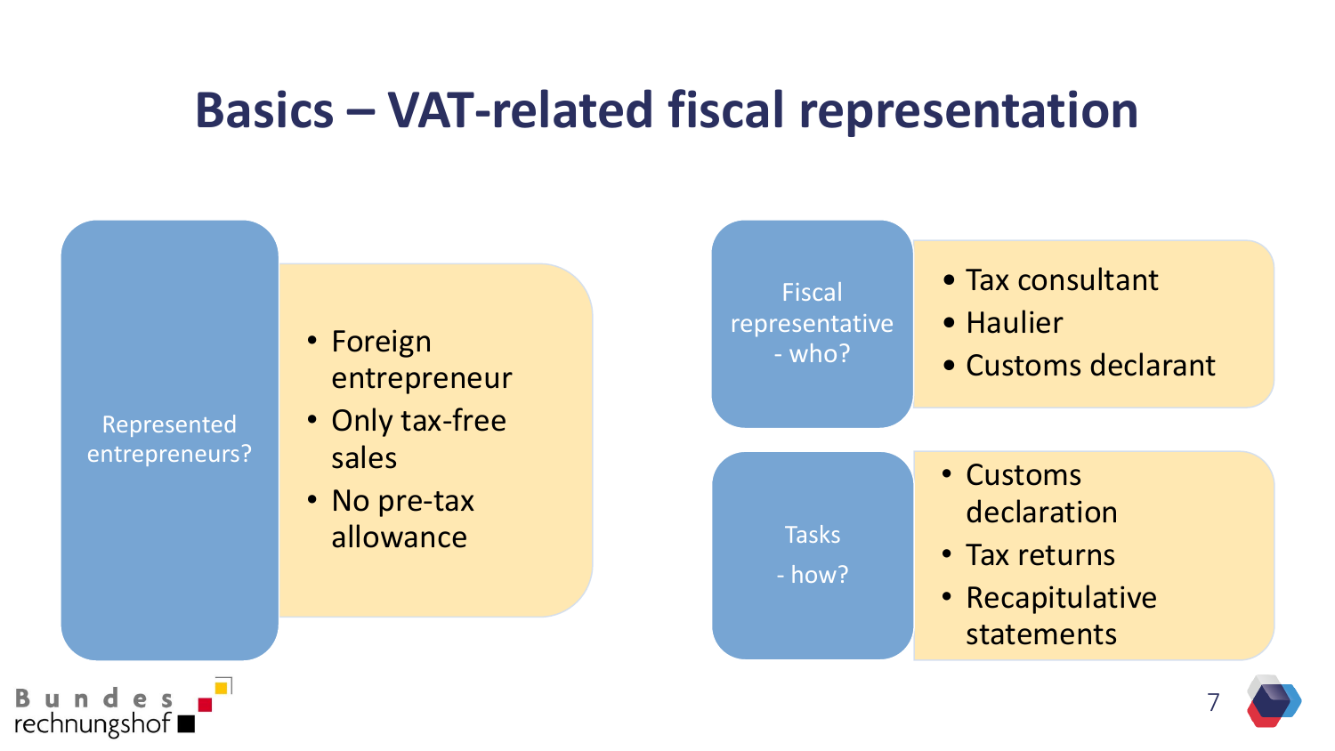# Basics – VAT-related fiscal representation

**Represented entrepreneurs?**

- Foreign entrepreneur
- Only tax-free sales
- No pre-tax allowance

**Fiscal representative - who?**

- Tax consultant
- Haulier
- Customs declarant

**Tasks - how?**

- Customs declaration
- Tax returns
- Recapitulative statements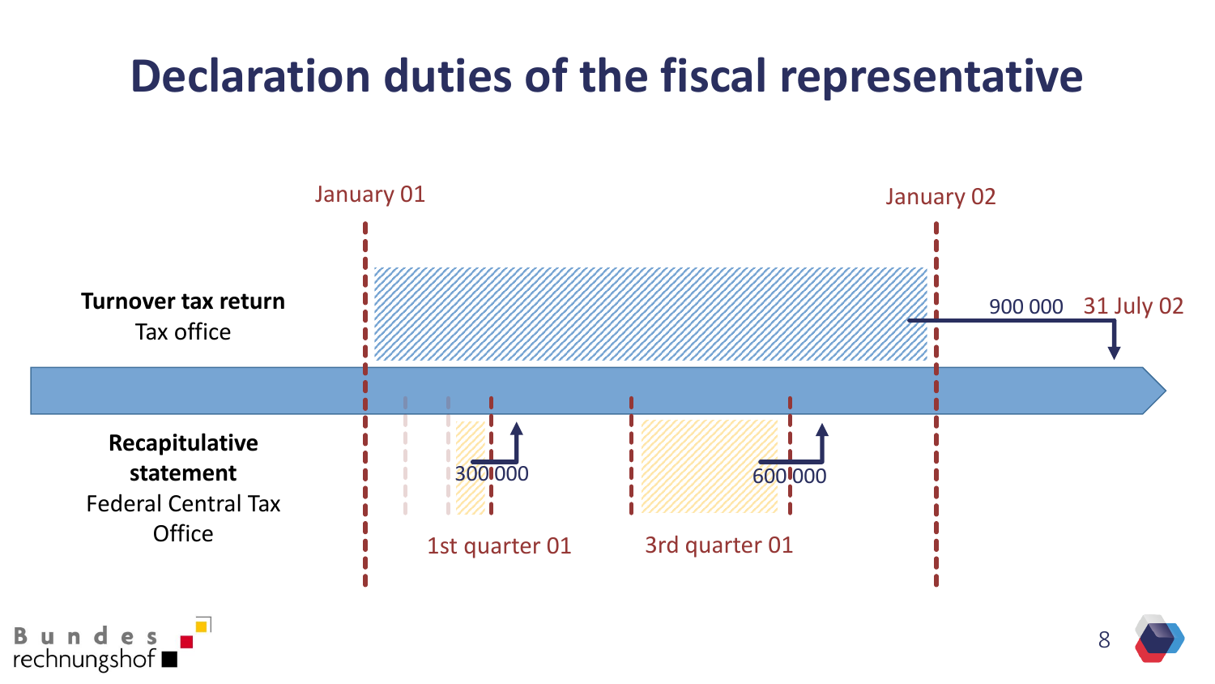# Declaration duties of the fiscal representative

January 01

January 02

**Turnover tax return**
Tax office

900 000

31 July 02

**Recapitulative statement**
Federal Central Tax Office

300 000

600 000

1st quarter 01

3rd quarter 01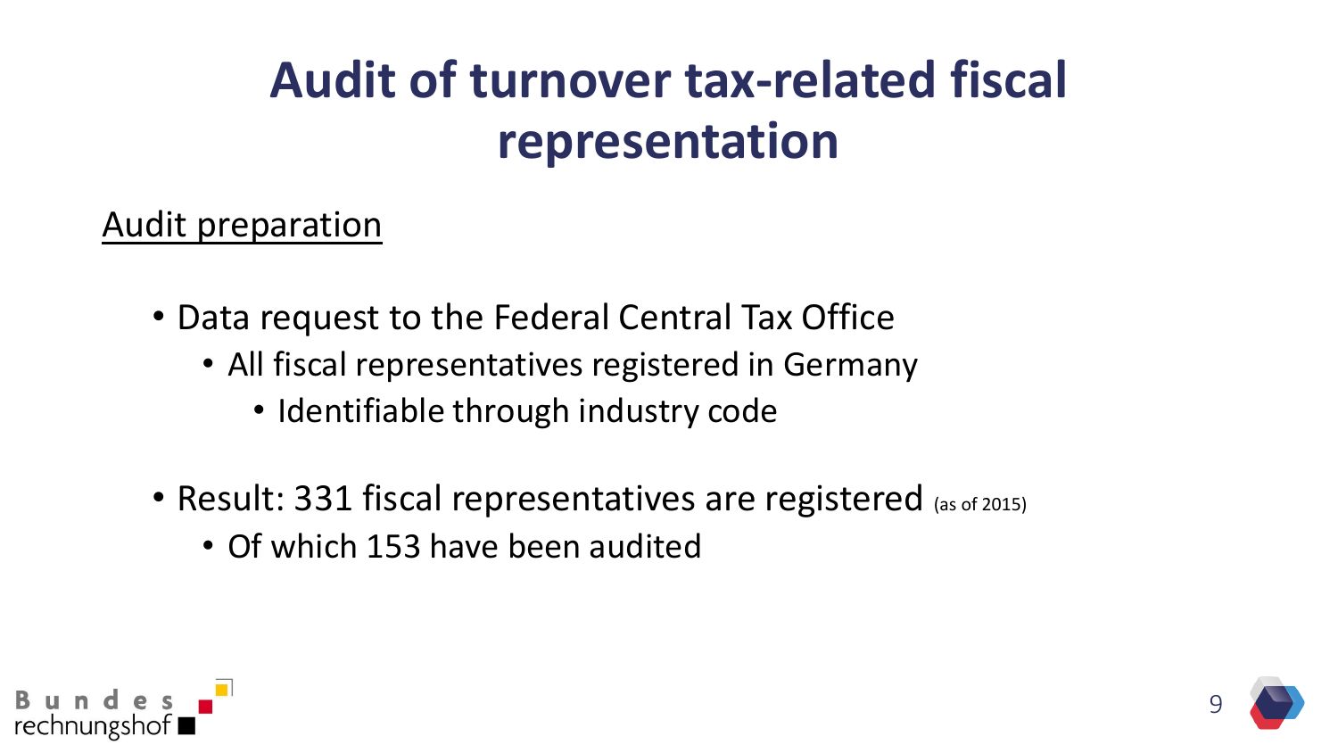# Audit of turnover tax-related fiscal representation

Audit preparation

- Data request to the Federal Central Tax Office
  - All fiscal representatives registered in Germany
    - Identifiable through industry code
- Result: 331 fiscal representatives are registered (as of 2015)
  - Of which 153 have been audited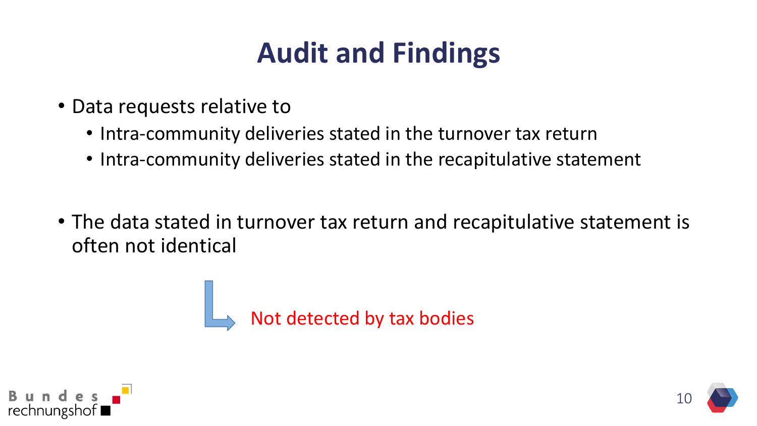# Audit and Findings

- Data requests relative to
  - Intra-community deliveries stated in the turnover tax return
  - Intra-community deliveries stated in the recapitulative statement

- The data stated in turnover tax return and recapitulative statement is often not identical

  Not detected by tax bodies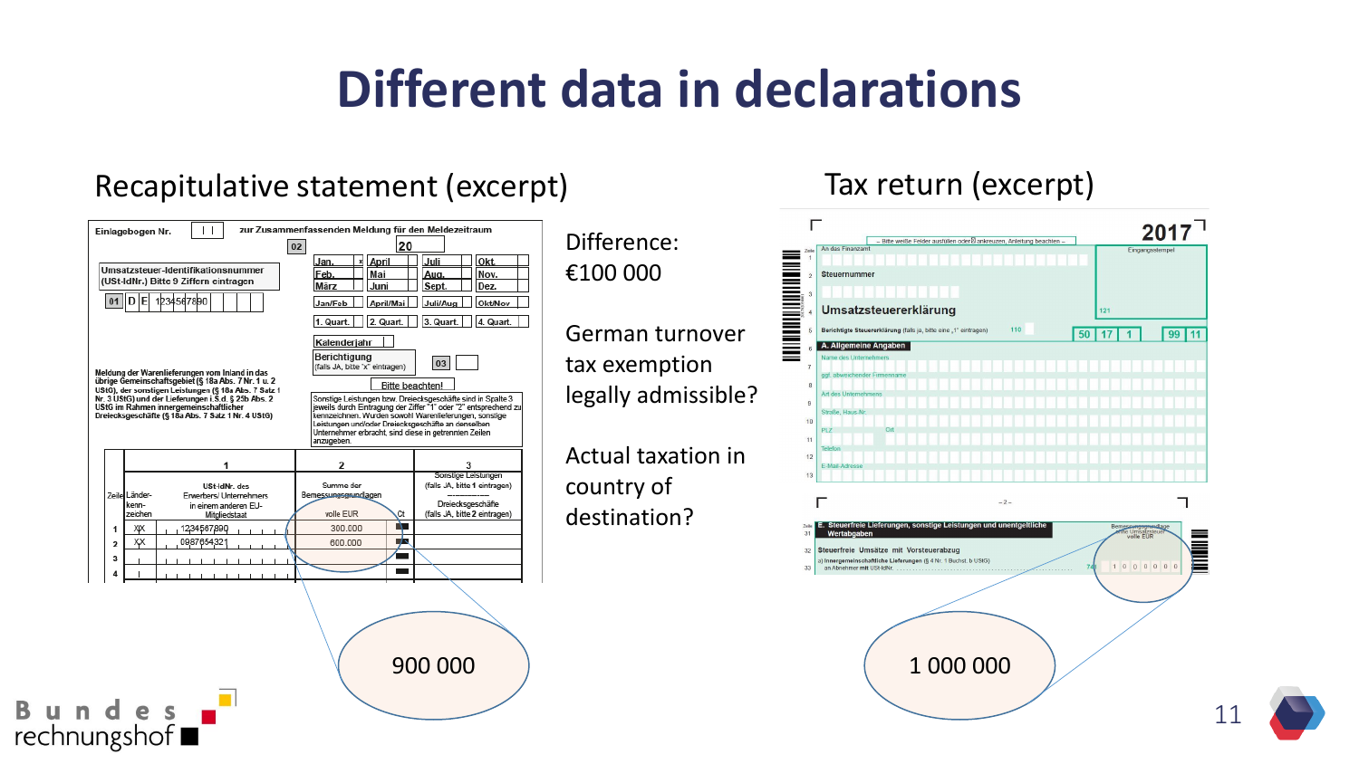# Different data in declarations

## Recapitulative statement (excerpt)

Einlagebogen Nr.

zur Zusammenfassenden Meldung für den Meldezeitraum

02 20

Umsatzsteuer-Identifikationsnummer (USt-IdNr.) Bitte 9 Ziffern eintragen

01 D E 123456789 0

Jan. Feb. März April Mai Juni Juli Aug. Sept. Okt. Nov. Dez.

Jan/Feb April/Mai Juli/Aug Okt/Nov

1. Quart. 2. Quart. 3. Quart. 4. Quart.

Kalenderjahr

Berichtigung (falls JA, bitte "x" eintragen) 03

Bitte beachten!

Meldung der Warenlieferungen vom Inland in das übrige Gemeinschaftsgebiet (§ 18a Abs. 7 Nr. 1 u. 2 UStG), der sonstigen Leistungen (§ 18a Abs. 7 Satz 1 Nr. 3 UStG) und der Lieferungen i.S.d. § 25b Abs. 2 UStG im Rahmen innergemeinschaftlicher Dreiecksgeschäfte (§ 18a Abs. 7 Satz 1 Nr. 4 UStG)

Sonstige Leistungen bzw. Dreiecksgeschäfte sind in Spalte 3 jeweils durch Eintragung der Ziffer "1" oder "2" entsprechend zu kennzeichnen. Wurden sowohl Warenlieferungen, sonstige Leistungen und/oder Dreiecksgeschäfte an denselben Unternehmer erbracht, sind diese in getrennten Zeilen anzugeben.

| Zeile | Länder-kennzeichen | 1 USt-IdNr. des Erwerbers/ Unternehmers in einem anderen EU-Mitgliedstaat | 2 Summe der Bemessungsgrundlagen volle EUR | Ct | 3 Sonstige Leistungen (falls JA, bitte 1 eintragen) Dreiecksgeschäfte (falls JA, bitte 2 eintragen) |
|---|---|---|---|---|---|
| 1 | XX | 1234567890 | 300.000 | | |
| 2 | XX | 0987654321 | 600.000 | | |
| 3 | | | | | |
| 4 | | | | | |

900 000

Difference: €100 000

German turnover tax exemption legally admissible?

Actual taxation in country of destination?

## Tax return (excerpt)

2017

Umsatzsteuererklärung

E. Steuerfreie Lieferungen, sonstige Leistungen und unentgeltliche Wertabgaben

Steuerfreie Umsätze mit Vorsteuerabzug

a) Innergemeinschaftliche Lieferungen (§ 4 Nr. 1 Buchst. b UStG) an Abnehmer mit USt-IdNr. 741 1 0 0 0 0 0 0

1 000 000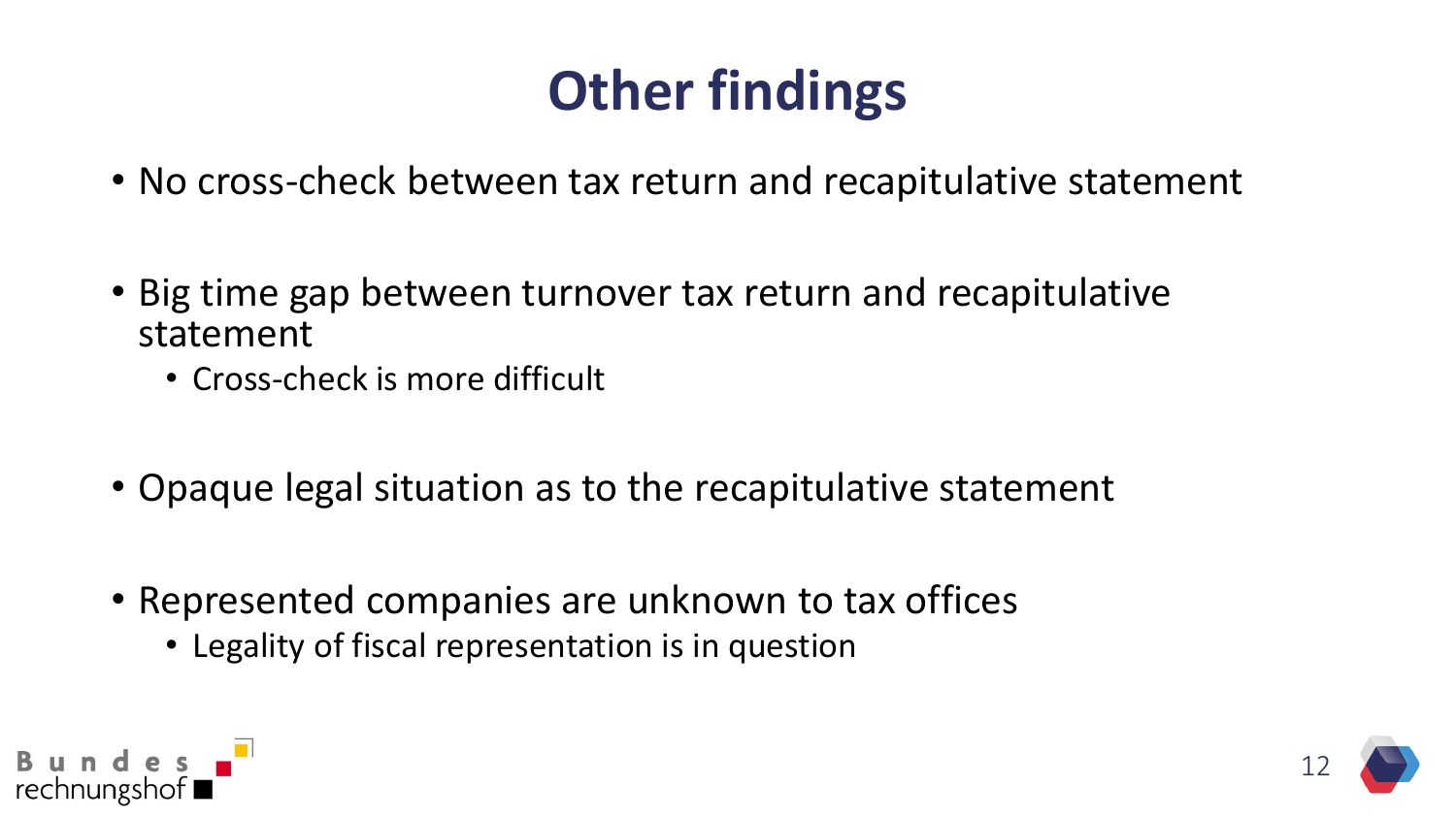# Other findings

- No cross-check between tax return and recapitulative statement
- Big time gap between turnover tax return and recapitulative statement
  - Cross-check is more difficult
- Opaque legal situation as to the recapitulative statement
- Represented companies are unknown to tax offices
  - Legality of fiscal representation is in question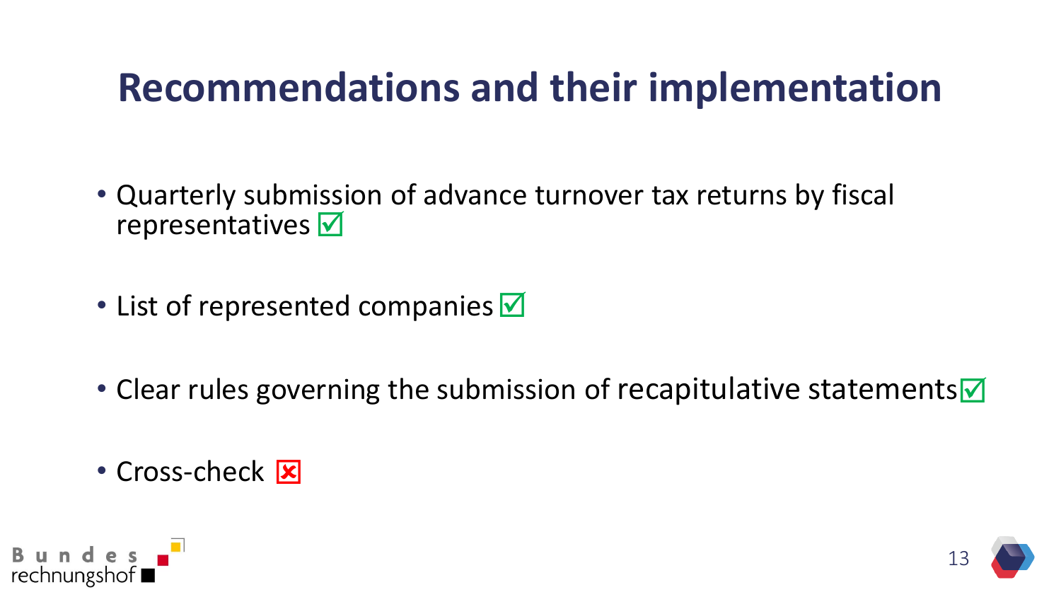# Recommendations and their implementation

- Quarterly submission of advance turnover tax returns by fiscal representatives ☑
- List of represented companies ☑
- Clear rules governing the submission of recapitulative statements ☑
- Cross-check ☒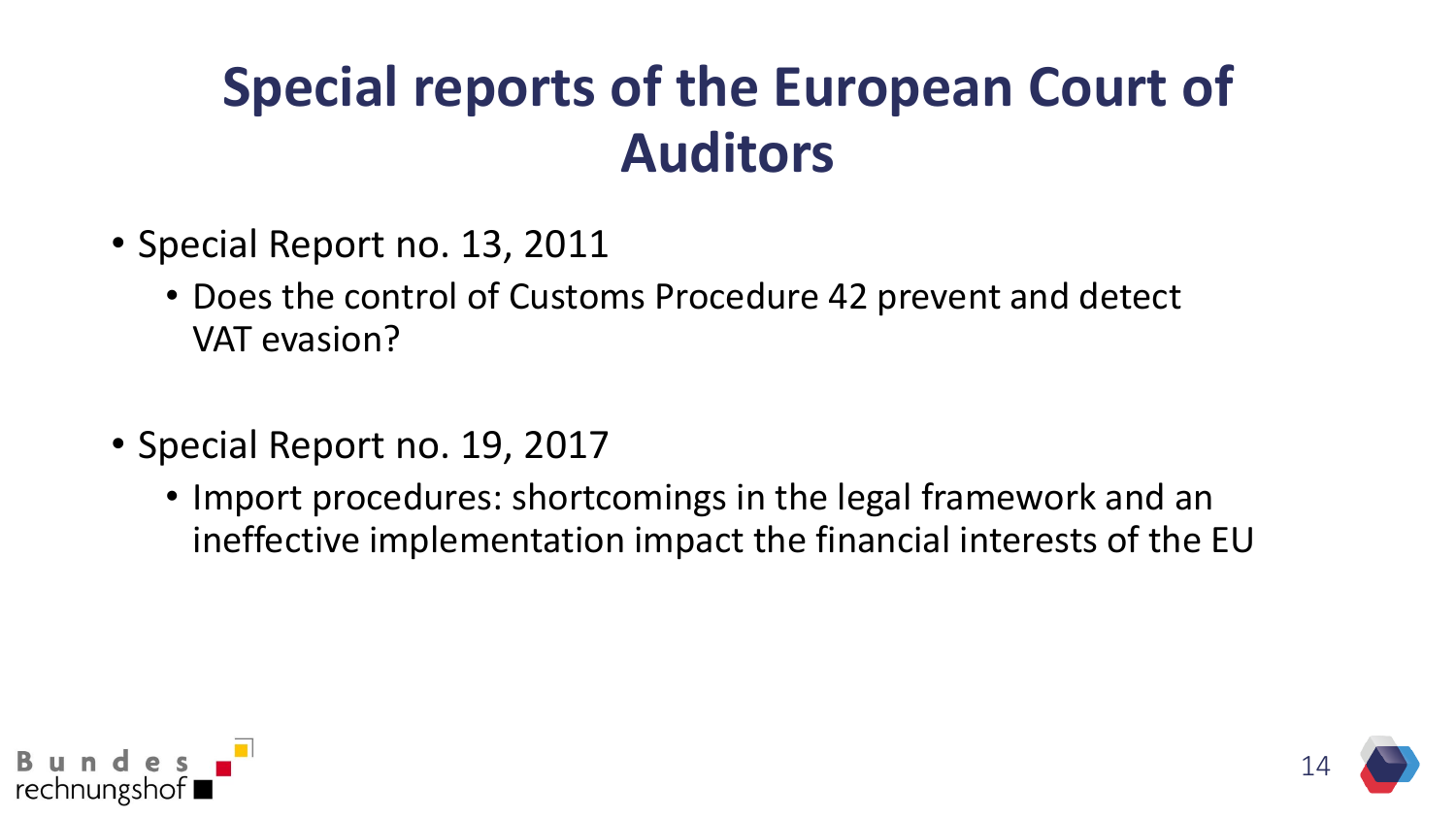# Special reports of the European Court of Auditors

- Special Report no. 13, 2011
  - Does the control of Customs Procedure 42 prevent and detect VAT evasion?

- Special Report no. 19, 2017
  - Import procedures: shortcomings in the legal framework and an ineffective implementation impact the financial interests of the EU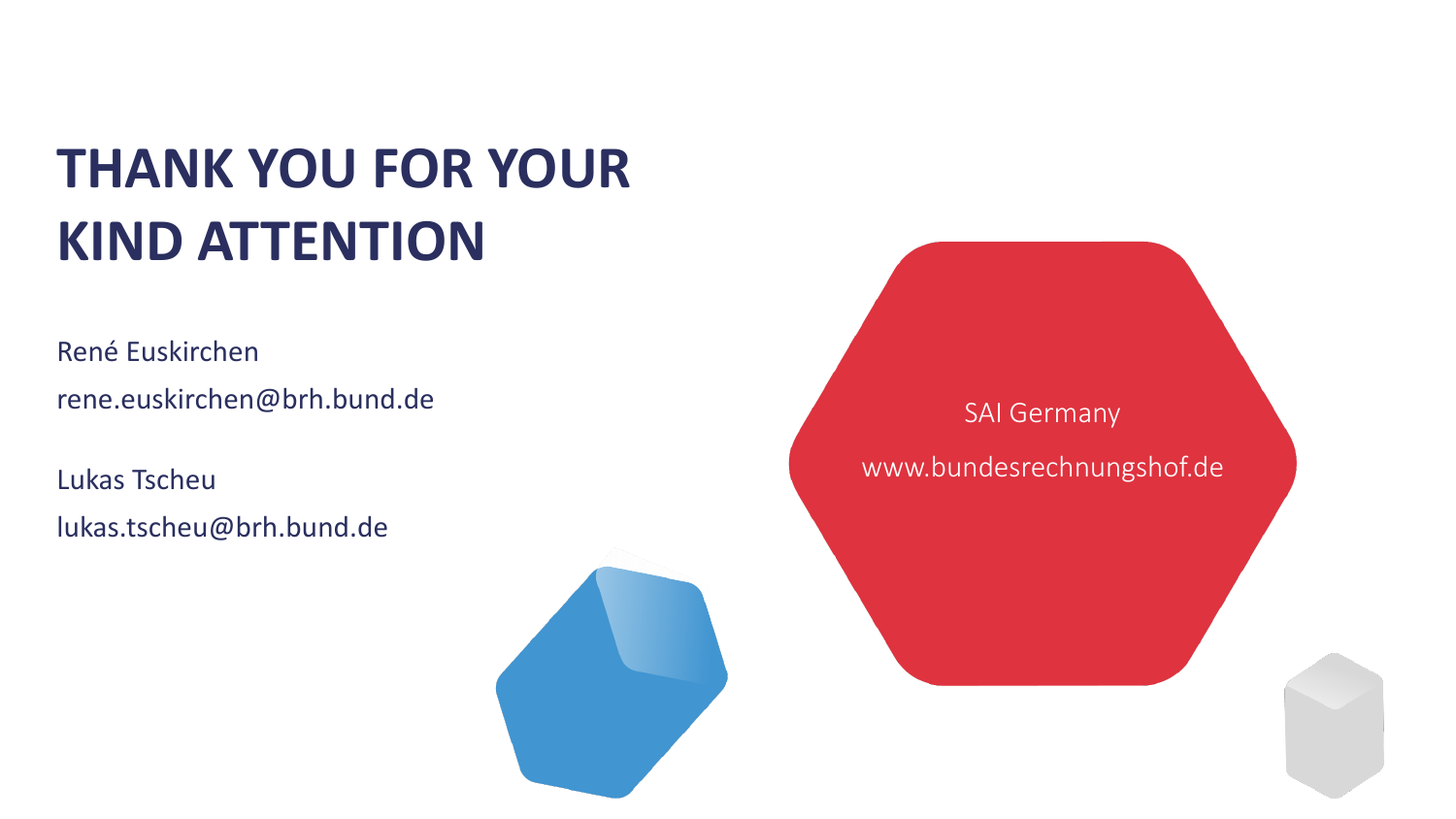# THANK YOU FOR YOUR KIND ATTENTION

René Euskirchen

rene.euskirchen@brh.bund.de

Lukas Tscheu

lukas.tscheu@brh.bund.de

SAI Germany

www.bundesrechnungshof.de